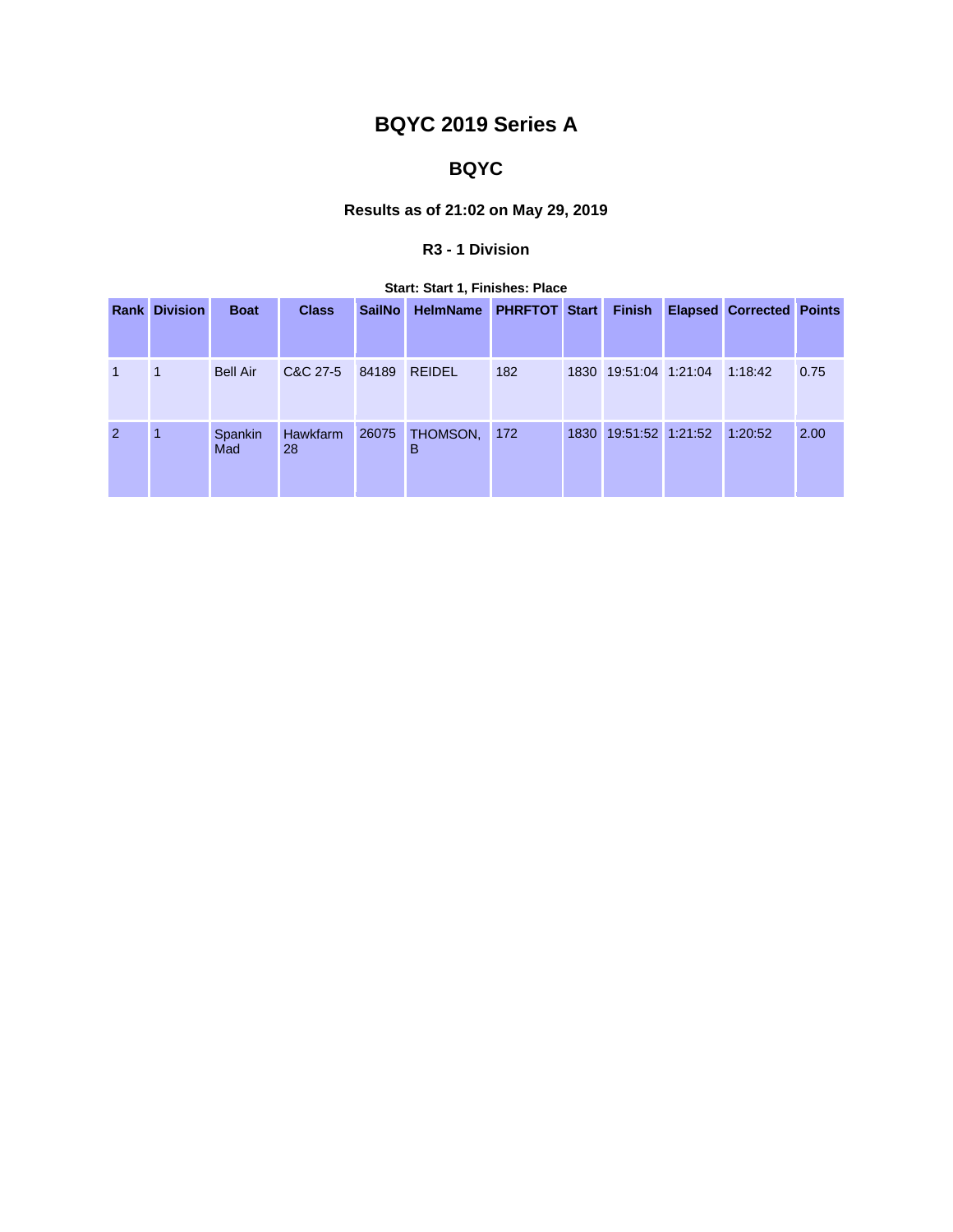# BQYC 2019 Series A

## BQYC

### Results as of 21:02 on May 29, 2019

#### R3 - 1 Division

**Start: Start 1, Finishes: Place**

| Rank | Division | Boat | Class | SailNo | HelmName | PHRFTOT | Start | Finish | Elapsed | Corrected | Points |
|---|---|---|---|---|---|---|---|---|---|---|---|
| 1 | 1 | Bell Air | C&C 27-5 | 84189 | REIDEL | 182 | 1830 | 19:51:04 | 1:21:04 | 1:18:42 | 0.75 |
| 2 | 1 | Spankin Mad | Hawkfarm 28 | 26075 | THOMSON, B | 172 | 1830 | 19:51:52 | 1:21:52 | 1:20:52 | 2.00 |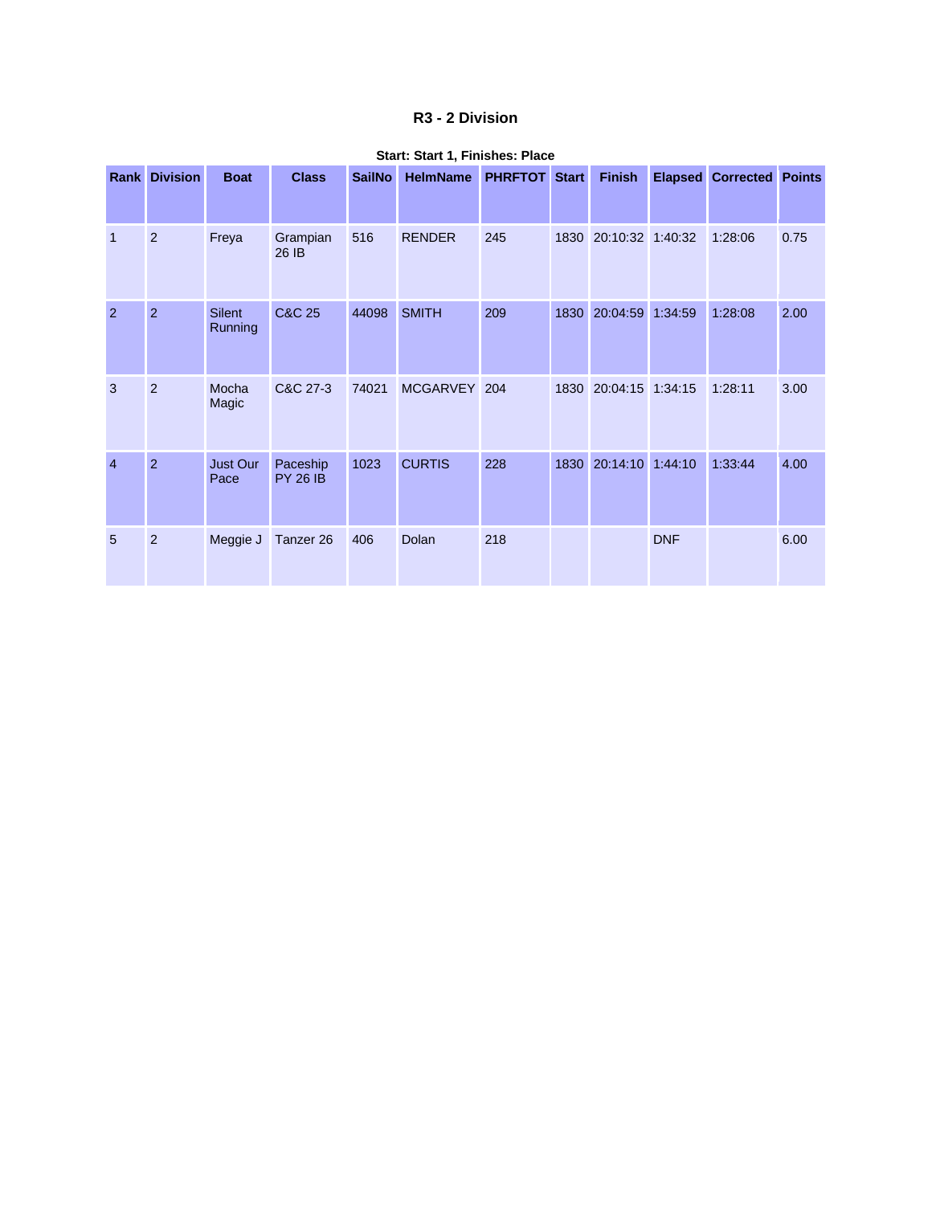# R3 - 2 Division

**Start: Start 1, Finishes: Place**

| Rank | Division | Boat | Class | SailNo | HelmName | PHRFTOT | Start | Finish | Elapsed | Corrected | Points |
|---|---|---|---|---|---|---|---|---|---|---|---|
| 1 | 2 | Freya | Grampian 26 IB | 516 | RENDER | 245 | 1830 | 20:10:32 | 1:40:32 | 1:28:06 | 0.75 |
| 2 | 2 | Silent Running | C&C 25 | 44098 | SMITH | 209 | 1830 | 20:04:59 | 1:34:59 | 1:28:08 | 2.00 |
| 3 | 2 | Mocha Magic | C&C 27-3 | 74021 | MCGARVEY | 204 | 1830 | 20:04:15 | 1:34:15 | 1:28:11 | 3.00 |
| 4 | 2 | Just Our Pace | Paceship PY 26 IB | 1023 | CURTIS | 228 | 1830 | 20:14:10 | 1:44:10 | 1:33:44 | 4.00 |
| 5 | 2 | Meggie J | Tanzer 26 | 406 | Dolan | 218 | | | DNF | | 6.00 |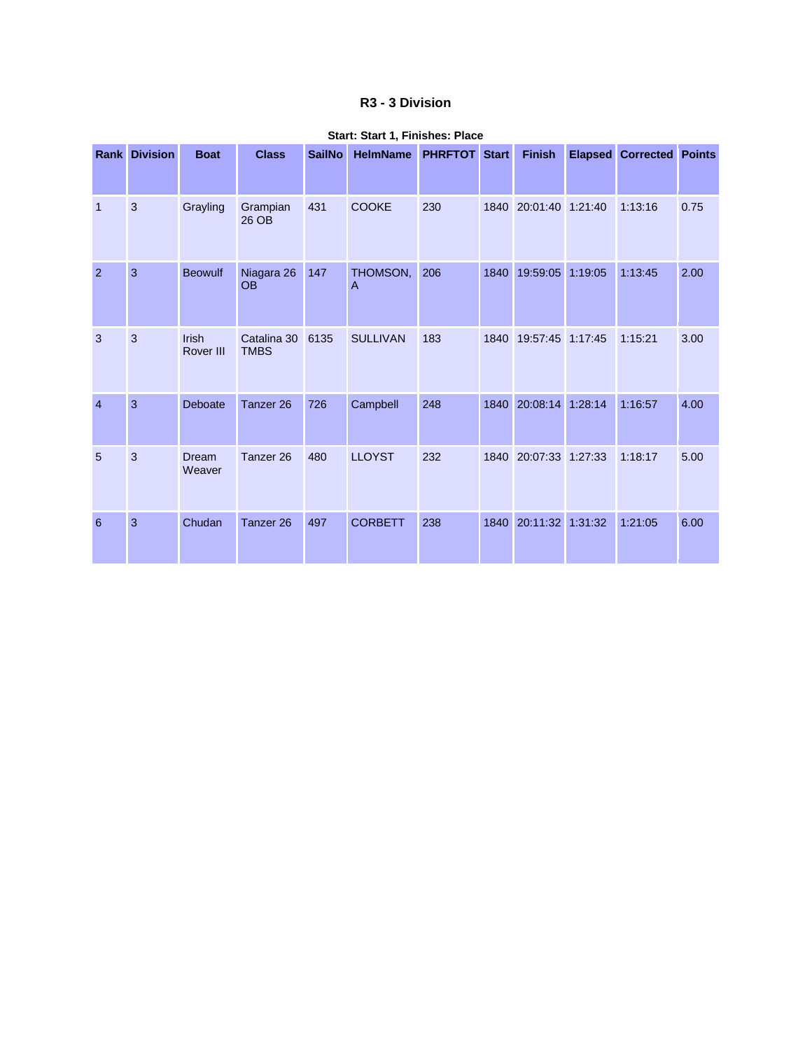## R3 - 3 Division

**Start: Start 1, Finishes: Place**

| Rank | Division | Boat | Class | SailNo | HelmName | PHRFTOT | Start | Finish | Elapsed | Corrected | Points |
|---|---|---|---|---|---|---|---|---|---|---|---|
| 1 | 3 | Grayling | Grampian 26 OB | 431 | COOKE | 230 | 1840 | 20:01:40 | 1:21:40 | 1:13:16 | 0.75 |
| 2 | 3 | Beowulf | Niagara 26 OB | 147 | THOMSON, A | 206 | 1840 | 19:59:05 | 1:19:05 | 1:13:45 | 2.00 |
| 3 | 3 | Irish Rover III | Catalina 30 TMBS | 6135 | SULLIVAN | 183 | 1840 | 19:57:45 | 1:17:45 | 1:15:21 | 3.00 |
| 4 | 3 | Deboate | Tanzer 26 | 726 | Campbell | 248 | 1840 | 20:08:14 | 1:28:14 | 1:16:57 | 4.00 |
| 5 | 3 | Dream Weaver | Tanzer 26 | 480 | LLOYST | 232 | 1840 | 20:07:33 | 1:27:33 | 1:18:17 | 5.00 |
| 6 | 3 | Chudan | Tanzer 26 | 497 | CORBETT | 238 | 1840 | 20:11:32 | 1:31:32 | 1:21:05 | 6.00 |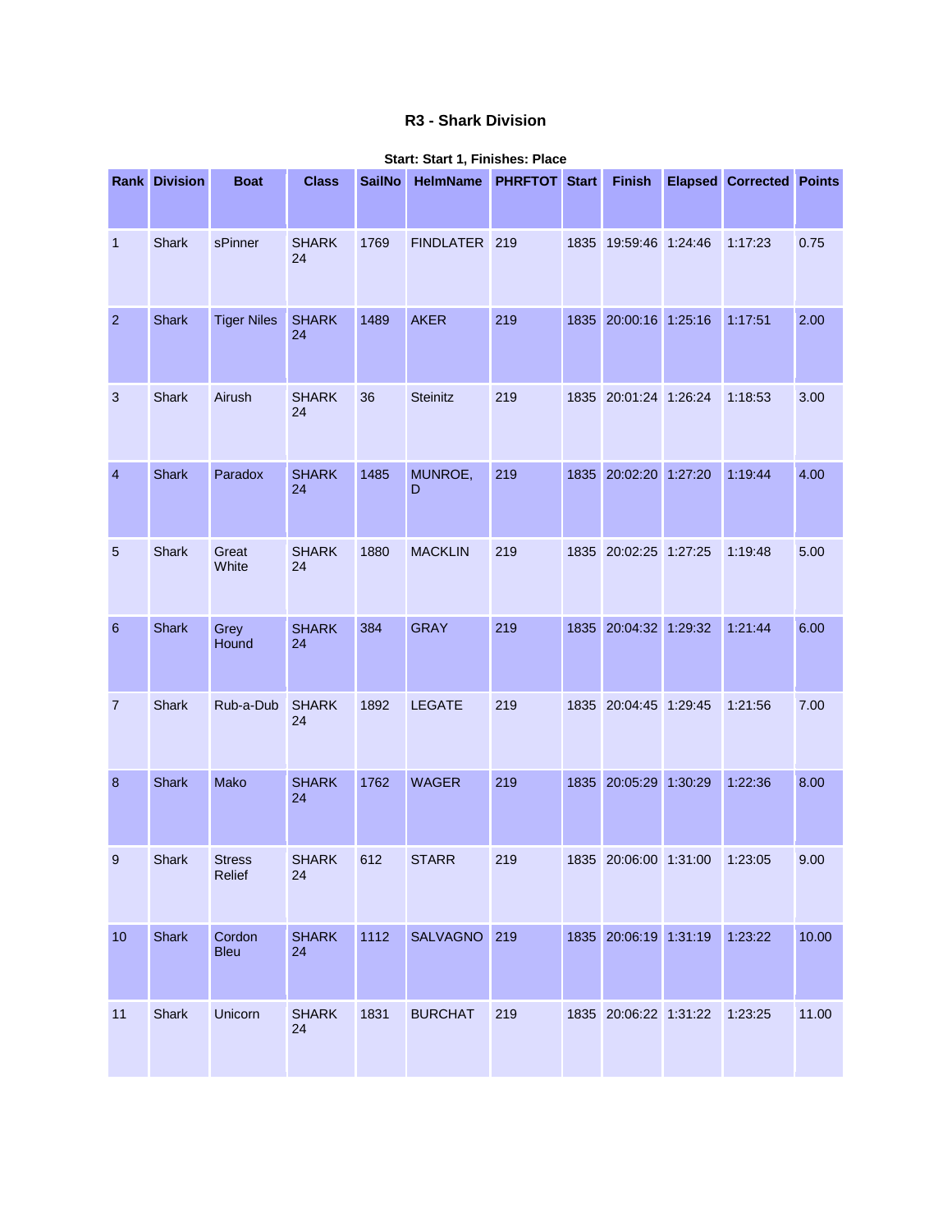### R3 - Shark Division

**Start: Start 1, Finishes: Place**

| Rank | Division | Boat | Class | SailNo | HelmName | PHRFTOT | Start | Finish | Elapsed | Corrected | Points |
|---|---|---|---|---|---|---|---|---|---|---|---|
| 1 | Shark | sPinner | SHARK 24 | 1769 | FINDLATER | 219 | 1835 | 19:59:46 | 1:24:46 | 1:17:23 | 0.75 |
| 2 | Shark | Tiger Niles | SHARK 24 | 1489 | AKER | 219 | 1835 | 20:00:16 | 1:25:16 | 1:17:51 | 2.00 |
| 3 | Shark | Airush | SHARK 24 | 36 | Steinitz | 219 | 1835 | 20:01:24 | 1:26:24 | 1:18:53 | 3.00 |
| 4 | Shark | Paradox | SHARK 24 | 1485 | MUNROE, D | 219 | 1835 | 20:02:20 | 1:27:20 | 1:19:44 | 4.00 |
| 5 | Shark | Great White | SHARK 24 | 1880 | MACKLIN | 219 | 1835 | 20:02:25 | 1:27:25 | 1:19:48 | 5.00 |
| 6 | Shark | Grey Hound | SHARK 24 | 384 | GRAY | 219 | 1835 | 20:04:32 | 1:29:32 | 1:21:44 | 6.00 |
| 7 | Shark | Rub-a-Dub | SHARK 24 | 1892 | LEGATE | 219 | 1835 | 20:04:45 | 1:29:45 | 1:21:56 | 7.00 |
| 8 | Shark | Mako | SHARK 24 | 1762 | WAGER | 219 | 1835 | 20:05:29 | 1:30:29 | 1:22:36 | 8.00 |
| 9 | Shark | Stress Relief | SHARK 24 | 612 | STARR | 219 | 1835 | 20:06:00 | 1:31:00 | 1:23:05 | 9.00 |
| 10 | Shark | Cordon Bleu | SHARK 24 | 1112 | SALVAGNO | 219 | 1835 | 20:06:19 | 1:31:19 | 1:23:22 | 10.00 |
| 11 | Shark | Unicorn | SHARK 24 | 1831 | BURCHAT | 219 | 1835 | 20:06:22 | 1:31:22 | 1:23:25 | 11.00 |